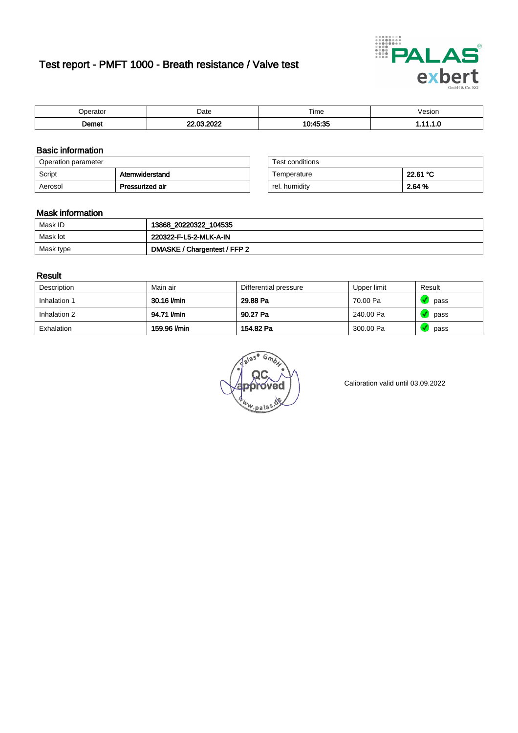# Test report - PMFT 1000 - Breath resistance / Valve test

| Operator | Date | Time | Vesion |
|---|---|---|---|
| **Demet** | **22.03.2022** | **10:45:35** | **1.11.1.0** |

## Basic information

| Operation parameter | |
|---|---|
| Script | **Atemwiderstand** |
| Aerosol | **Pressurized air** |

| Test conditions | |
|---|---|
| Temperature | **22.61 °C** |
| rel. humidity | **2.64 %** |

## Mask information

| | |
|---|---|
| Mask ID | **13868_20220322_104535** |
| Mask lot | **220322-F-L5-2-MLK-A-IN** |
| Mask type | **DMASKE / Chargentest / FFP 2** |

## Result

| Description | Main air | Differential pressure | Upper limit | Result |
|---|---|---|---|---|
| Inhalation 1 | **30.16 l/min** | **29.88 Pa** | 70.00 Pa | pass |
| Inhalation 2 | **94.71 l/min** | **90.27 Pa** | 240.00 Pa | pass |
| Exhalation | **159.96 l/min** | **154.82 Pa** | 300.00 Pa | pass |

Calibration valid until 03.09.2022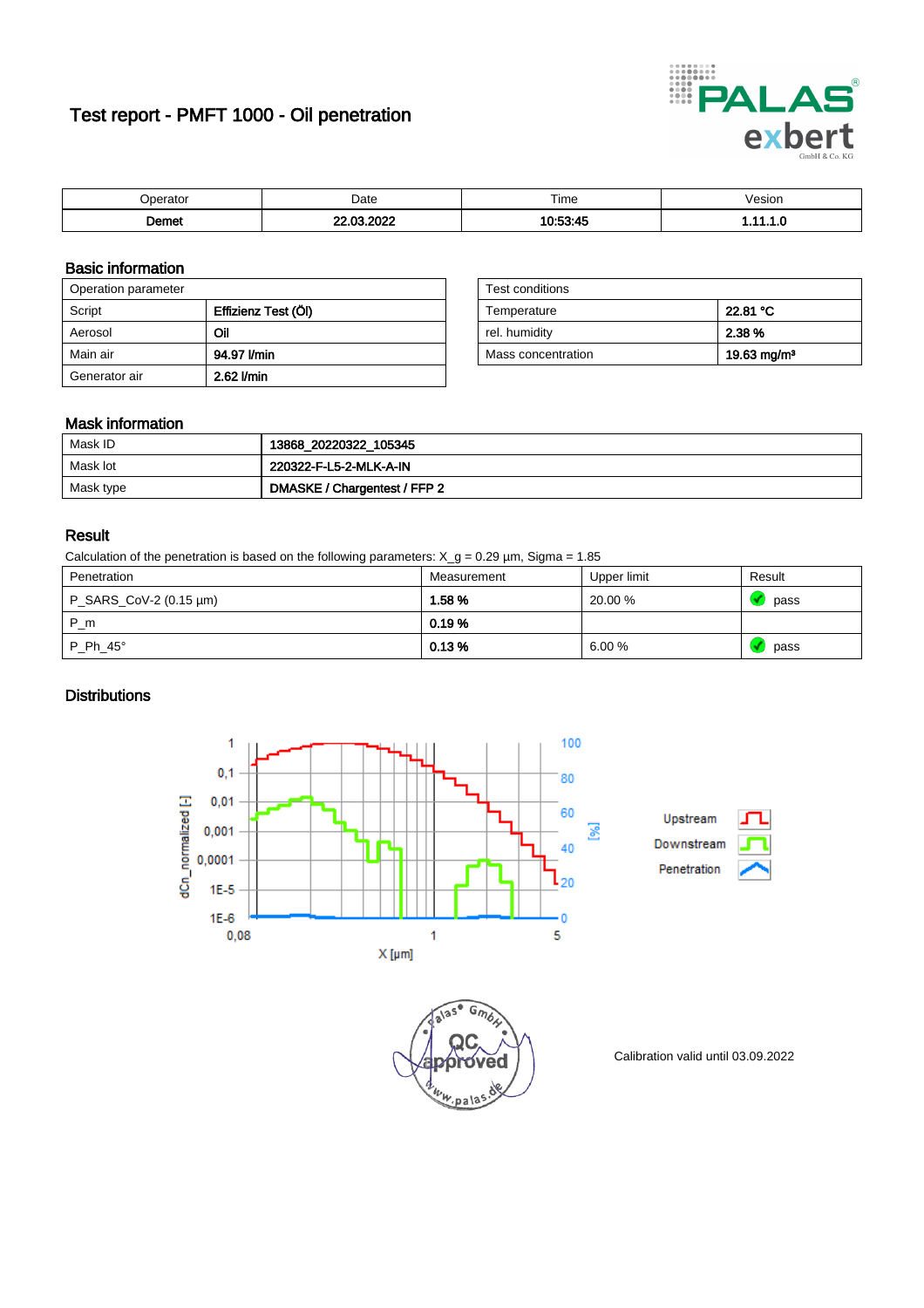# Test report - PMFT 1000 - Oil penetration

PALAS exbert GmbH & Co. KG

| Operator | Date | Time | Vesion |
|---|---|---|---|
| **Demet** | **22.03.2022** | **10:53:45** | **1.11.1.0** |

## Basic information

| Operation parameter | |
|---|---|
| Script | **Effizienz Test (Öl)** |
| Aerosol | **Oil** |
| Main air | **94.97 l/min** |
| Generator air | **2.62 l/min** |

| Test conditions | |
|---|---|
| Temperature | **22.81 °C** |
| rel. humidity | **2.38 %** |
| Mass concentration | **19.63 mg/m³** |

## Mask information

| | |
|---|---|
| Mask ID | **13868_20220322_105345** |
| Mask lot | **220322-F-L5-2-MLK-A-IN** |
| Mask type | **DMASKE / Chargentest / FFP 2** |

## Result

Calculation of the penetration is based on the following parameters: X_g = 0.29 µm, Sigma = 1.85

| Penetration | Measurement | Upper limit | Result |
|---|---|---|---|
| P_SARS_CoV-2 (0.15 µm) | **1.58 %** | 20.00 % | pass |
| P_m | **0.19 %** | | |
| P_Ph_45° | **0.13 %** | 6.00 % | pass |

## Distributions

dCn_normalized [-]
1
0,1
0,01
0,001
0,0001
1E-5
1E-6
0,08
1
5
X [µm]
[%]
100
80
60
40
20
0
Upstream
Downstream
Penetration

Palas® GmbH QC approved www.palas.de

Calibration valid until 03.09.2022